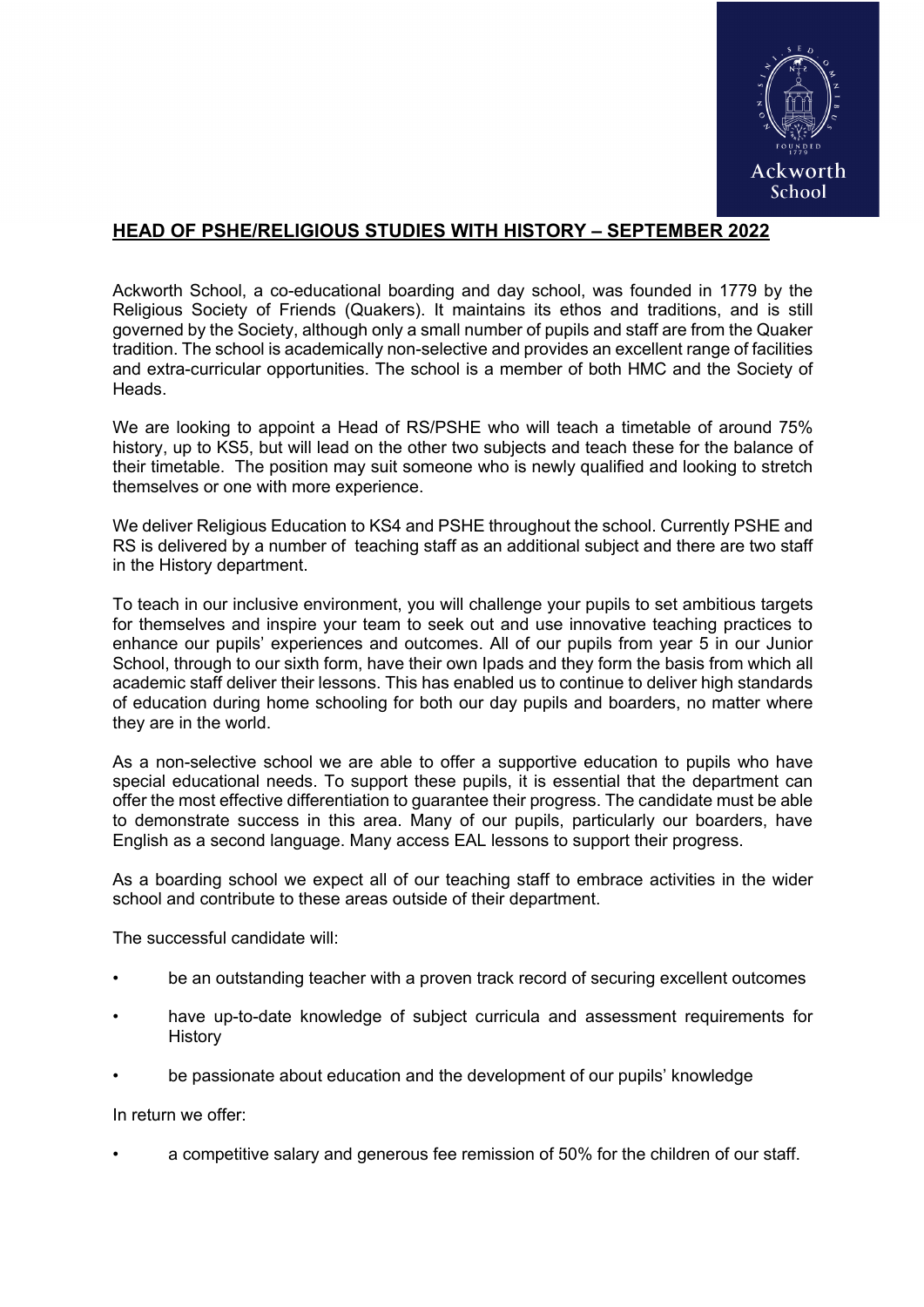## HEAD OF PSHE/RELIGIOUS STUDIES WITH HISTORY – SEPTEMBER 2022

Ackworth School, a co-educational boarding and day school, was founded in 1779 by the Religious Society of Friends (Quakers). It maintains its ethos and traditions, and is still governed by the Society, although only a small number of pupils and staff are from the Quaker tradition. The school is academically non-selective and provides an excellent range of facilities and extra-curricular opportunities. The school is a member of both HMC and the Society of Heads.

We are looking to appoint a Head of RS/PSHE who will teach a timetable of around 75% history, up to KS5, but will lead on the other two subjects and teach these for the balance of their timetable. The position may suit someone who is newly qualified and looking to stretch themselves or one with more experience.

We deliver Religious Education to KS4 and PSHE throughout the school. Currently PSHE and RS is delivered by a number of teaching staff as an additional subject and there are two staff in the History department.

To teach in our inclusive environment, you will challenge your pupils to set ambitious targets for themselves and inspire your team to seek out and use innovative teaching practices to enhance our pupils' experiences and outcomes. All of our pupils from year 5 in our Junior School, through to our sixth form, have their own Ipads and they form the basis from which all academic staff deliver their lessons. This has enabled us to continue to deliver high standards of education during home schooling for both our day pupils and boarders, no matter where they are in the world.

As a non-selective school we are able to offer a supportive education to pupils who have special educational needs. To support these pupils, it is essential that the department can offer the most effective differentiation to guarantee their progress. The candidate must be able to demonstrate success in this area. Many of our pupils, particularly our boarders, have English as a second language. Many access EAL lessons to support their progress.

As a boarding school we expect all of our teaching staff to embrace activities in the wider school and contribute to these areas outside of their department.

The successful candidate will:

- be an outstanding teacher with a proven track record of securing excellent outcomes
- have up-to-date knowledge of subject curricula and assessment requirements for History
- be passionate about education and the development of our pupils' knowledge

In return we offer:

- a competitive salary and generous fee remission of 50% for the children of our staff.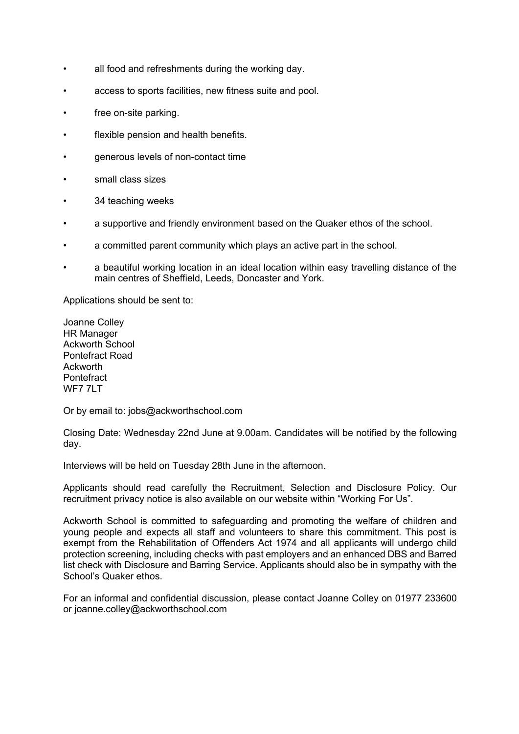- all food and refreshments during the working day.
- access to sports facilities, new fitness suite and pool.
- free on-site parking.
- flexible pension and health benefits.
- generous levels of non-contact time
- small class sizes
- 34 teaching weeks
- a supportive and friendly environment based on the Quaker ethos of the school.
- a committed parent community which plays an active part in the school.
- a beautiful working location in an ideal location within easy travelling distance of the main centres of Sheffield, Leeds, Doncaster and York.

Applications should be sent to:

Joanne Colley
HR Manager
Ackworth School
Pontefract Road
Ackworth
Pontefract
WF7 7LT

Or by email to: jobs@ackworthschool.com

Closing Date: Wednesday 22nd June at 9.00am. Candidates will be notified by the following day.

Interviews will be held on Tuesday 28th June in the afternoon.

Applicants should read carefully the Recruitment, Selection and Disclosure Policy. Our recruitment privacy notice is also available on our website within "Working For Us".

Ackworth School is committed to safeguarding and promoting the welfare of children and young people and expects all staff and volunteers to share this commitment. This post is exempt from the Rehabilitation of Offenders Act 1974 and all applicants will undergo child protection screening, including checks with past employers and an enhanced DBS and Barred list check with Disclosure and Barring Service. Applicants should also be in sympathy with the School's Quaker ethos.

For an informal and confidential discussion, please contact Joanne Colley on 01977 233600 or joanne.colley@ackworthschool.com